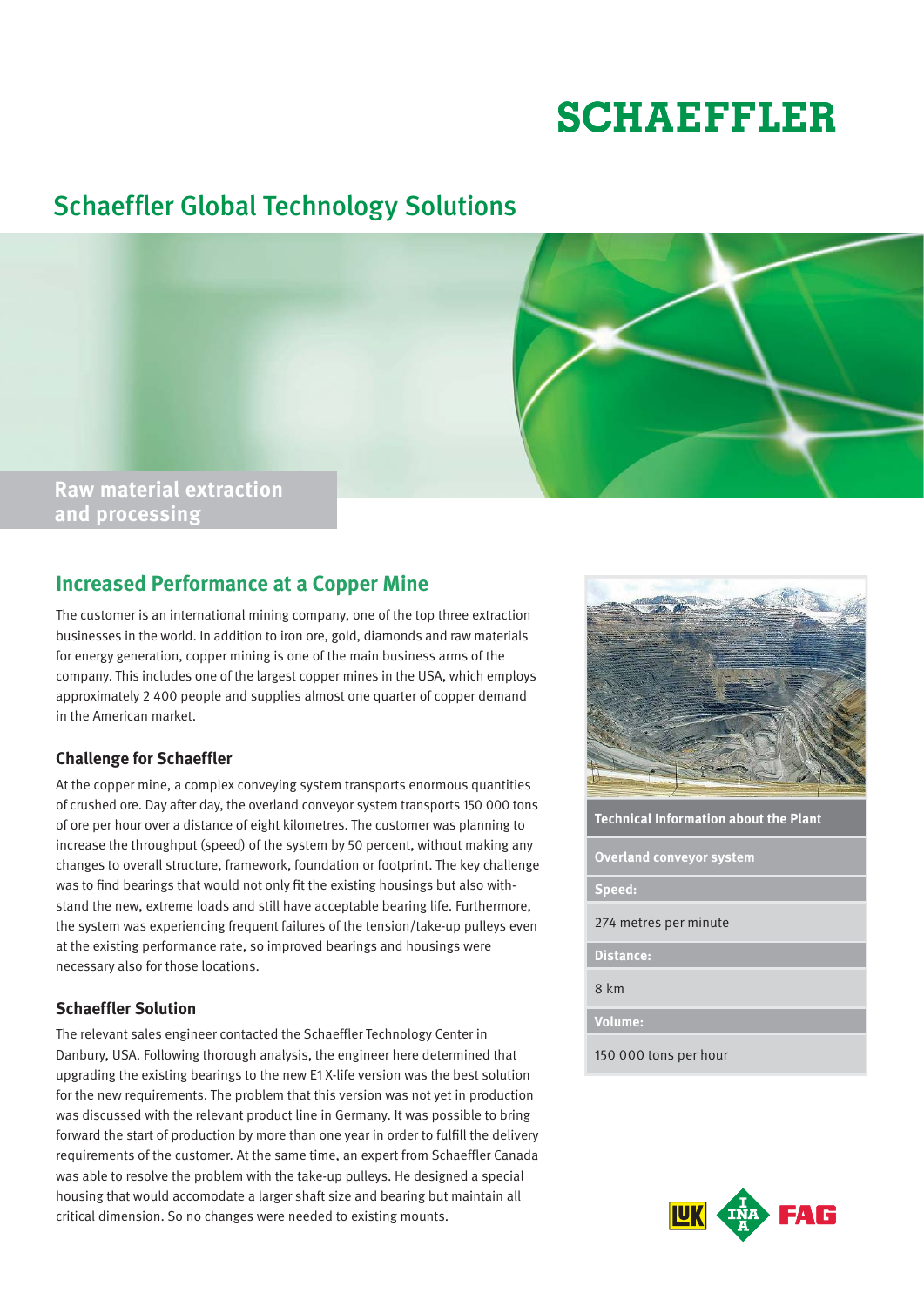# SCHAEFFLER

## Schaeffler Global Technology Solutions

**Raw material extraction and processing**

## Increased Performance at a Copper Mine

The customer is an international mining company, one of the top three extraction businesses in the world. In addition to iron ore, gold, diamonds and raw materials for energy generation, copper mining is one of the main business arms of the company. This includes one of the largest copper mines in the USA, which employs approximately 2 400 people and supplies almost one quarter of copper demand in the American market.

### Challenge for Schaeffler

At the copper mine, a complex conveying system transports enormous quantities of crushed ore. Day after day, the overland conveyor system transports 150 000 tons of ore per hour over a distance of eight kilometres. The customer was planning to increase the throughput (speed) of the system by 50 percent, without making any changes to overall structure, framework, foundation or footprint. The key challenge was to find bearings that would not only fit the existing housings but also withstand the new, extreme loads and still have acceptable bearing life. Furthermore, the system was experiencing frequent failures of the tension/take-up pulleys even at the existing performance rate, so improved bearings and housings were necessary also for those locations.

### Schaeffler Solution

The relevant sales engineer contacted the Schaeffler Technology Center in Danbury, USA. Following thorough analysis, the engineer here determined that upgrading the existing bearings to the new E1 X-life version was the best solution for the new requirements. The problem that this version was not yet in production was discussed with the relevant product line in Germany. It was possible to bring forward the start of production by more than one year in order to fulfill the delivery requirements of the customer. At the same time, an expert from Schaeffler Canada was able to resolve the problem with the take-up pulleys. He designed a special housing that would accomodate a larger shaft size and bearing but maintain all critical dimension. So no changes were needed to existing mounts.

| Technical Information about the Plant |
|---|
| **Overland conveyor system** |
| **Speed:** |
| 274 metres per minute |
| **Distance:** |
| 8 km |
| **Volume:** |
| 150 000 tons per hour |

LuK INA FAG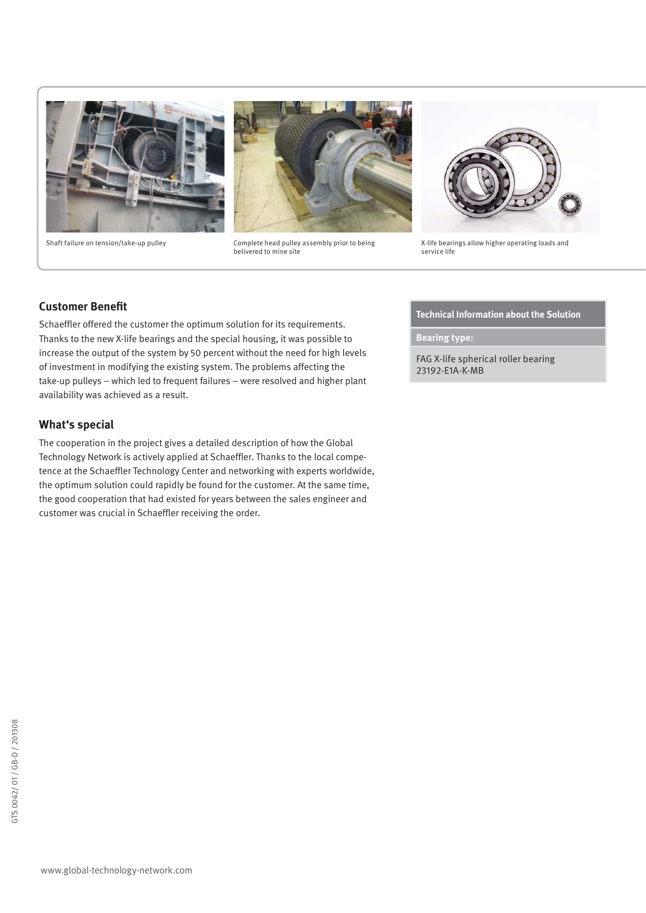Shaft failure on tension/take-up pulley

Complete head pulley assembly prior to being belivered to mine site

X-life bearings allow higher operating loads and service life

## Customer Benefit

Schaeffler offered the customer the optimum solution for its requirements. Thanks to the new X-life bearings and the special housing, it was possible to increase the output of the system by 50 percent without the need for high levels of investment in modifying the existing system. The problems affecting the take-up pulleys – which led to frequent failures – were resolved and higher plant availability was achieved as a result.

## What's special

The cooperation in the project gives a detailed description of how the Global Technology Network is actively applied at Schaeffler. Thanks to the local competence at the Schaeffler Technology Center and networking with experts worldwide, the optimum solution could rapidly be found for the customer. At the same time, the good cooperation that had existed for years between the sales engineer and customer was crucial in Schaeffler receiving the order.

| Technical Information about the Solution |
| --- |
| **Bearing type:** |
| FAG X-life spherical roller bearing 23192-E1A-K-MB |

GTS 0042/ 01 / GB-D / 201308

www.global-technology-network.com